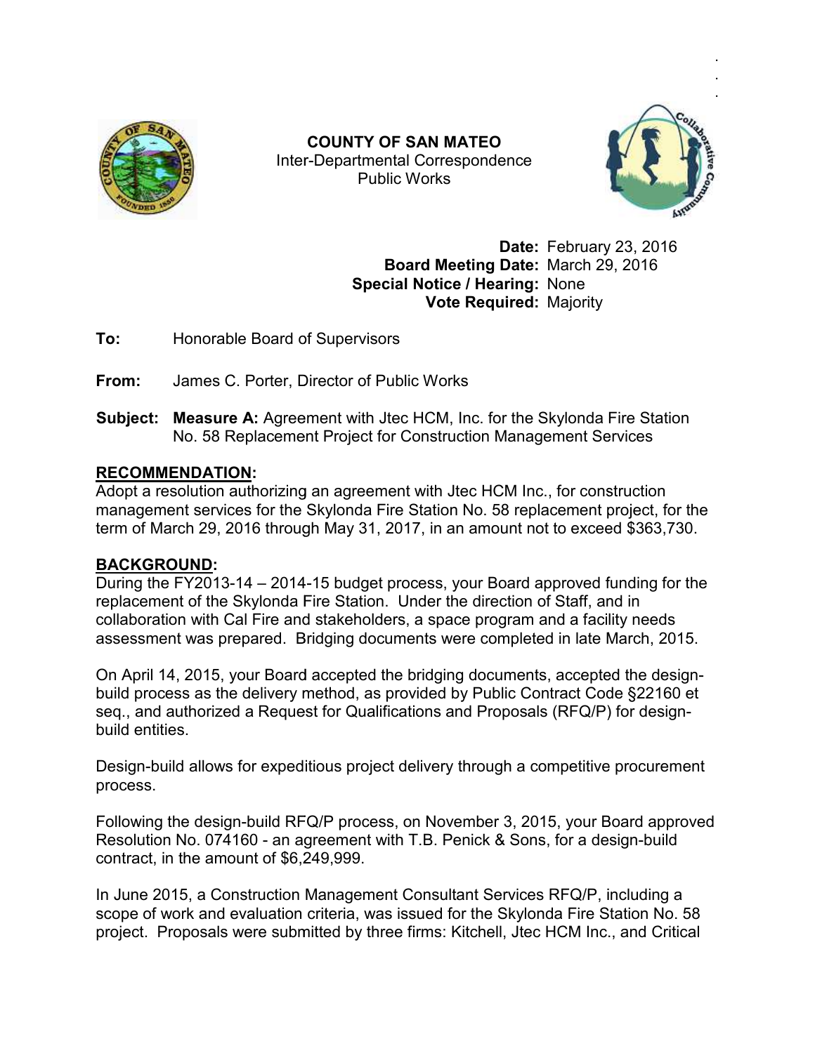**COUNTY OF SAN MATEO**
Inter-Departmental Correspondence
Public Works

**Date:** February 23, 2016
**Board Meeting Date:** March 29, 2016
**Special Notice / Hearing:** None
**Vote Required:** Majority

**To:** Honorable Board of Supervisors

**From:** James C. Porter, Director of Public Works

**Subject:** **Measure A:** Agreement with Jtec HCM, Inc. for the Skylonda Fire Station No. 58 Replacement Project for Construction Management Services

## RECOMMENDATION:

Adopt a resolution authorizing an agreement with Jtec HCM Inc., for construction management services for the Skylonda Fire Station No. 58 replacement project, for the term of March 29, 2016 through May 31, 2017, in an amount not to exceed $363,730.

## BACKGROUND:

During the FY2013-14 – 2014-15 budget process, your Board approved funding for the replacement of the Skylonda Fire Station. Under the direction of Staff, and in collaboration with Cal Fire and stakeholders, a space program and a facility needs assessment was prepared. Bridging documents were completed in late March, 2015.

On April 14, 2015, your Board accepted the bridging documents, accepted the design-build process as the delivery method, as provided by Public Contract Code §22160 et seq., and authorized a Request for Qualifications and Proposals (RFQ/P) for design-build entities.

Design-build allows for expeditious project delivery through a competitive procurement process.

Following the design-build RFQ/P process, on November 3, 2015, your Board approved Resolution No. 074160 - an agreement with T.B. Penick & Sons, for a design-build contract, in the amount of $6,249,999.

In June 2015, a Construction Management Consultant Services RFQ/P, including a scope of work and evaluation criteria, was issued for the Skylonda Fire Station No. 58 project. Proposals were submitted by three firms: Kitchell, Jtec HCM Inc., and Critical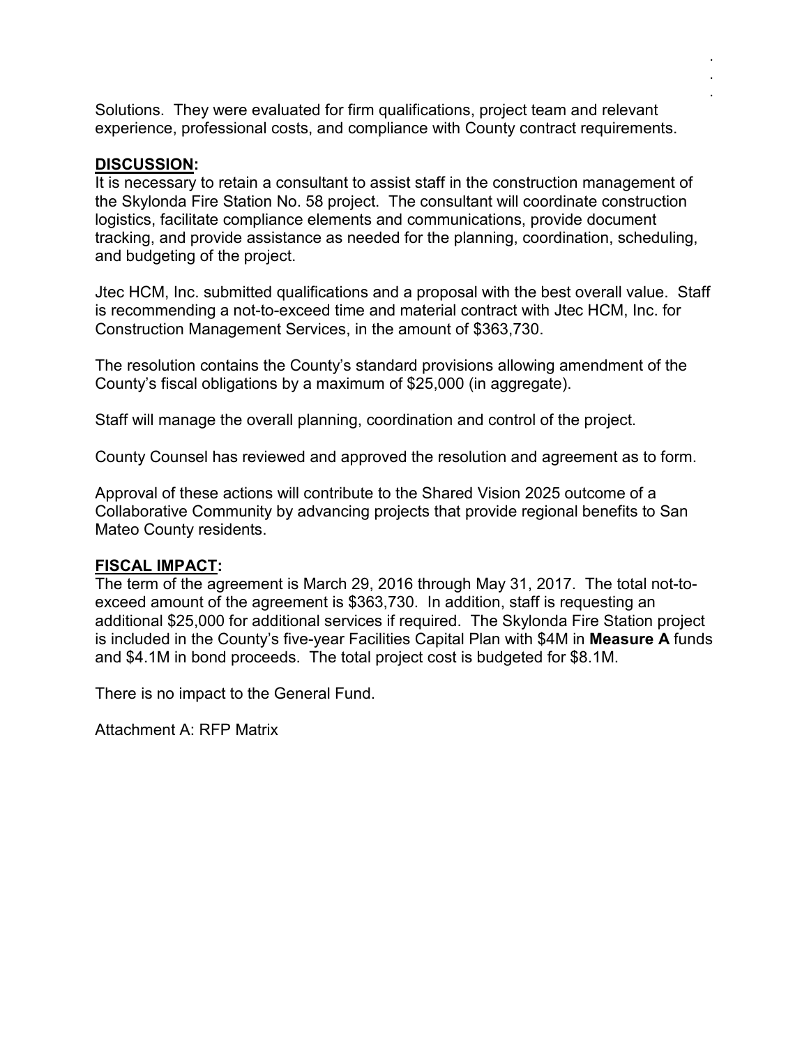Solutions. They were evaluated for firm qualifications, project team and relevant experience, professional costs, and compliance with County contract requirements.

**DISCUSSION:**

It is necessary to retain a consultant to assist staff in the construction management of the Skylonda Fire Station No. 58 project. The consultant will coordinate construction logistics, facilitate compliance elements and communications, provide document tracking, and provide assistance as needed for the planning, coordination, scheduling, and budgeting of the project.

Jtec HCM, Inc. submitted qualifications and a proposal with the best overall value. Staff is recommending a not-to-exceed time and material contract with Jtec HCM, Inc. for Construction Management Services, in the amount of $363,730.

The resolution contains the County's standard provisions allowing amendment of the County's fiscal obligations by a maximum of $25,000 (in aggregate).

Staff will manage the overall planning, coordination and control of the project.

County Counsel has reviewed and approved the resolution and agreement as to form.

Approval of these actions will contribute to the Shared Vision 2025 outcome of a Collaborative Community by advancing projects that provide regional benefits to San Mateo County residents.

**FISCAL IMPACT:**

The term of the agreement is March 29, 2016 through May 31, 2017. The total not-to-exceed amount of the agreement is $363,730. In addition, staff is requesting an additional $25,000 for additional services if required. The Skylonda Fire Station project is included in the County's five-year Facilities Capital Plan with $4M in **Measure A** funds and $4.1M in bond proceeds. The total project cost is budgeted for $8.1M.

There is no impact to the General Fund.

Attachment A: RFP Matrix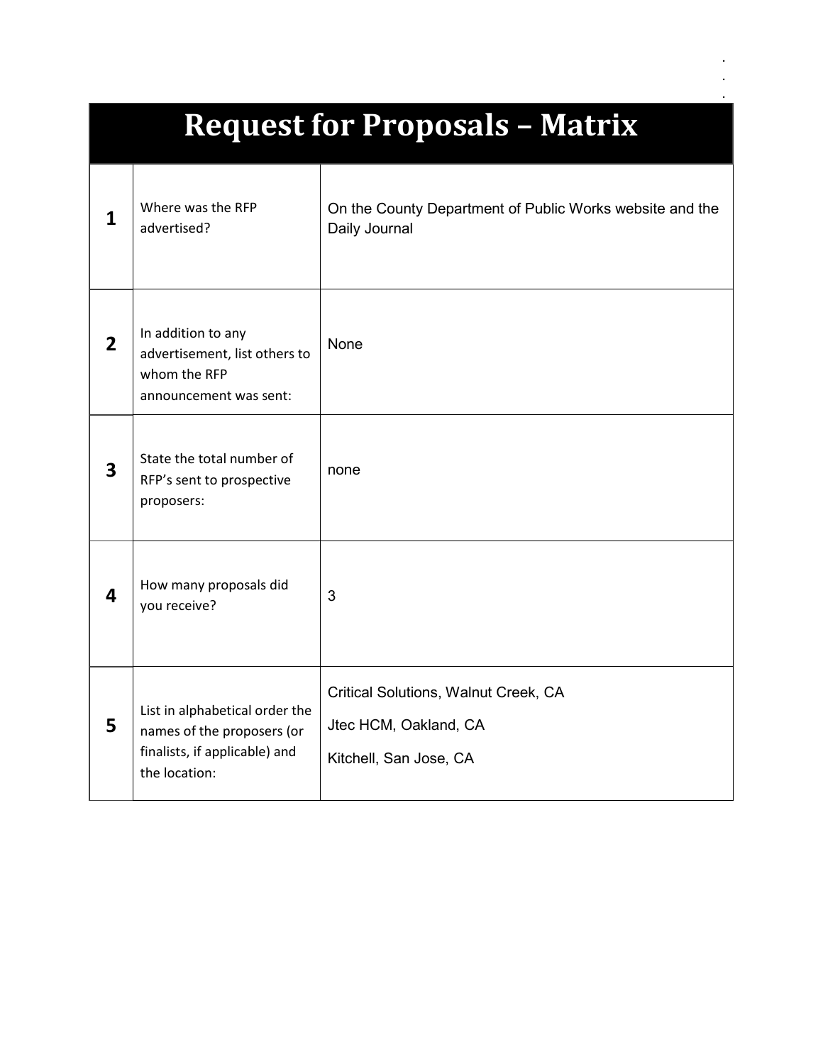# Request for Proposals – Matrix

| | | |
|---|---|---|
| **1** | Where was the RFP advertised? | On the County Department of Public Works website and the Daily Journal |
| **2** | In addition to any advertisement, list others to whom the RFP announcement was sent: | None |
| **3** | State the total number of RFP's sent to prospective proposers: | none |
| **4** | How many proposals did you receive? | 3 |
| **5** | List in alphabetical order the names of the proposers (or finalists, if applicable) and the location: | Critical Solutions, Walnut Creek, CA<br>Jtec HCM, Oakland, CA<br>Kitchell, San Jose, CA |